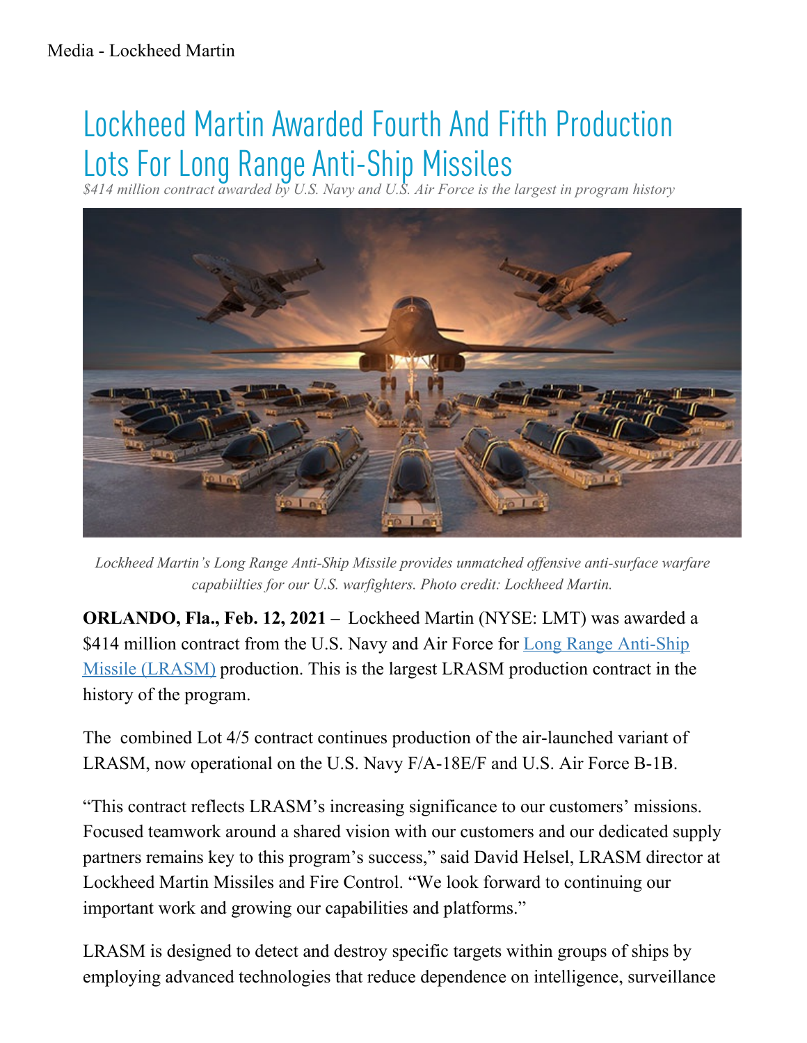# Lockheed Martin Awarded Fourth And Fifth Production Lots For Long Range Anti-Ship Missiles

*$414 million contract awarded by U.S. Navy and U.S. Air Force is the largest in program history*

*Lockheed Martin's Long Range Anti-Ship Missile provides unmatched offensive anti-surface warfare capabiilties for our U.S. warfighters. Photo credit: Lockheed Martin.*

**ORLANDO, Fla., Feb. 12, 2021 –** Lockheed Martin (NYSE: LMT) was awarded a $414 million contract from the U.S. Navy and Air Force for Long Range Anti-Ship Missile (LRASM) production. This is the largest LRASM production contract in the history of the program.

The combined Lot 4/5 contract continues production of the air-launched variant of LRASM, now operational on the U.S. Navy F/A-18E/F and U.S. Air Force B-1B.

"This contract reflects LRASM's increasing significance to our customers' missions. Focused teamwork around a shared vision with our customers and our dedicated supply partners remains key to this program's success," said David Helsel, LRASM director at Lockheed Martin Missiles and Fire Control. "We look forward to continuing our important work and growing our capabilities and platforms."

LRASM is designed to detect and destroy specific targets within groups of ships by employing advanced technologies that reduce dependence on intelligence, surveillance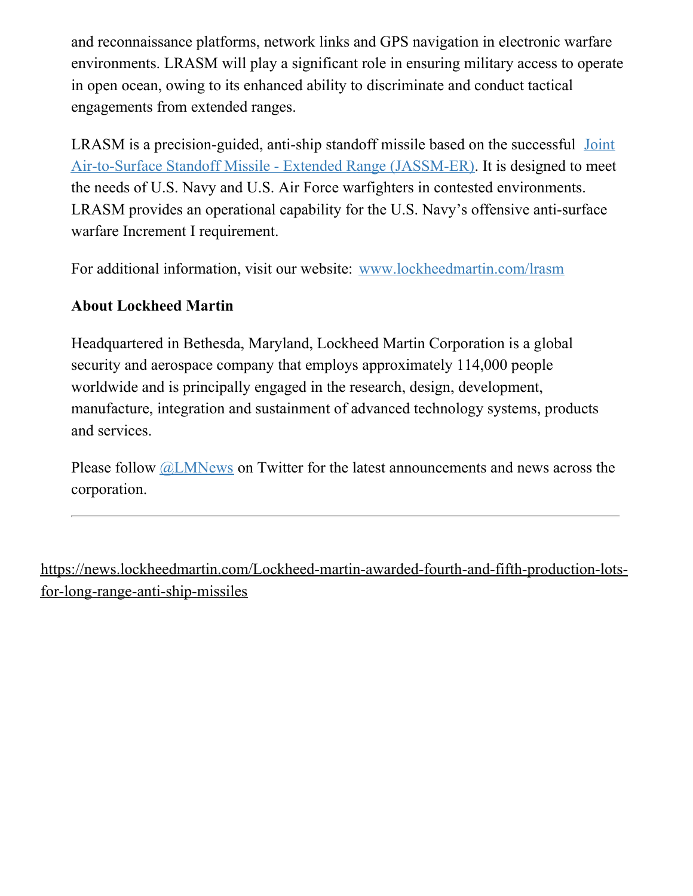and reconnaissance platforms, network links and GPS navigation in electronic warfare environments. LRASM will play a significant role in ensuring military access to operate in open ocean, owing to its enhanced ability to discriminate and conduct tactical engagements from extended ranges.

LRASM is a precision-guided, anti-ship standoff missile based on the successful [Joint Air-to-Surface Standoff Missile - Extended Range (JASSM-ER)](). It is designed to meet the needs of U.S. Navy and U.S. Air Force warfighters in contested environments. LRASM provides an operational capability for the U.S. Navy's offensive anti-surface warfare Increment I requirement.

For additional information, visit our website: [www.lockheedmartin.com/lrasm](www.lockheedmartin.com/lrasm)

**About Lockheed Martin**

Headquartered in Bethesda, Maryland, Lockheed Martin Corporation is a global security and aerospace company that employs approximately 114,000 people worldwide and is principally engaged in the research, design, development, manufacture, integration and sustainment of advanced technology systems, products and services.

Please follow [@LMNews]() on Twitter for the latest announcements and news across the corporation.

---

https://news.lockheedmartin.com/Lockheed-martin-awarded-fourth-and-fifth-production-lots-for-long-range-anti-ship-missiles